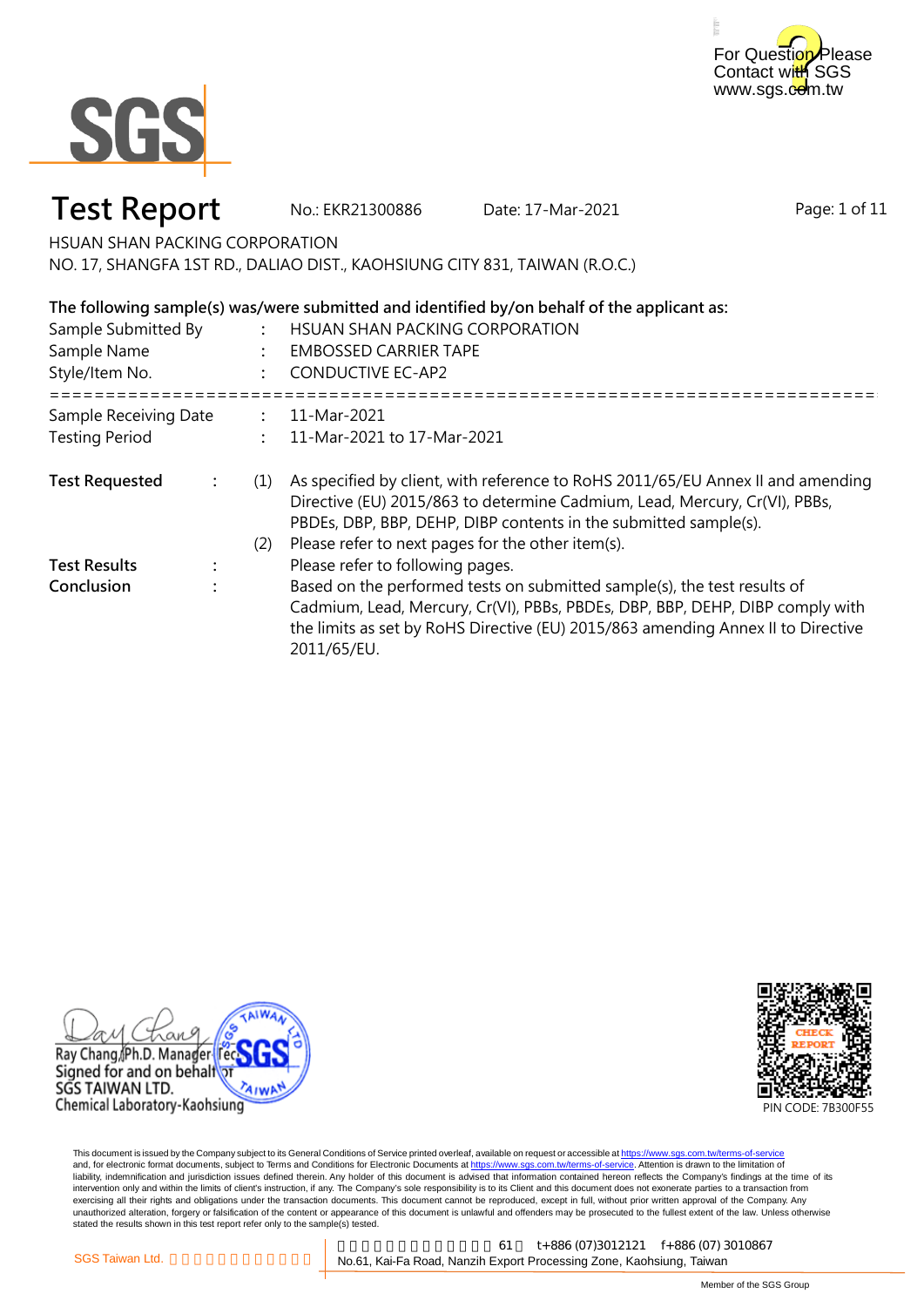For Question Please Contact with SGS www.sgs.com.tw

SGS

# Test Report

No.: EKR21300886 Date: 17-Mar-2021

HSUAN SHAN PACKING CORPORATION
NO. 17, SHANGFA 1ST RD., DALIAO DIST., KAOHSIUNG CITY 831, TAIWAN (R.O.C.)

**The following sample(s) was/were submitted and identified by/on behalf of the applicant as:**

Sample Submitted By : HSUAN SHAN PACKING CORPORATION
Sample Name : EMBOSSED CARRIER TAPE
Style/Item No. : CONDUCTIVE EC-AP2

===========================================================================

Sample Receiving Date : 11-Mar-2021
Testing Period : 11-Mar-2021 to 17-Mar-2021

**Test Requested** : (1) As specified by client, with reference to RoHS 2011/65/EU Annex II and amending Directive (EU) 2015/863 to determine Cadmium, Lead, Mercury, Cr(VI), PBBs, PBDEs, DBP, BBP, DEHP, DIBP contents in the submitted sample(s).
(2) Please refer to next pages for the other item(s).

**Test Results** : Please refer to following pages.

**Conclusion** : Based on the performed tests on submitted sample(s), the test results of Cadmium, Lead, Mercury, Cr(VI), PBBs, PBDEs, DBP, BBP, DEHP, DIBP comply with the limits as set by RoHS Directive (EU) 2015/863 amending Annex II to Directive 2011/65/EU.

Ray Chang, Ph.D. Manager
Signed for and on behalf of
SGS TAIWAN LTD.
Chemical Laboratory-Kaohsiung

CHECK REPORT
PIN CODE: 7B300F55

This document is issued by the Company subject to its General Conditions of Service printed overleaf, available on request or accessible at https://www.sgs.com.tw/terms-of-service and, for electronic format documents, subject to Terms and Conditions for Electronic Documents at https://www.sgs.com.tw/terms-of-service. Attention is drawn to the limitation of liability, indemnification and jurisdiction issues defined therein. Any holder of this document is advised that information contained hereon reflects the Company's findings at the time of its intervention only and within the limits of client's instruction, if any. The Company's sole responsibility is to its Client and this document does not exonerate parties to a transaction from exercising all their rights and obligations under the transaction documents. This document cannot be reproduced, except in full, without prior written approval of the Company. Any unauthorized alteration, forgery or falsification of the content or appearance of this document is unlawful and offenders may be prosecuted to the fullest extent of the law. Unless otherwise stated the results shown in this test report refer only to the sample(s) tested.

SGS Taiwan Ltd. | 61 t+886 (07)3012121 f+886 (07) 3010867
No.61, Kai-Fa Road, Nanzih Export Processing Zone, Kaohsiung, Taiwan

Member of the SGS Group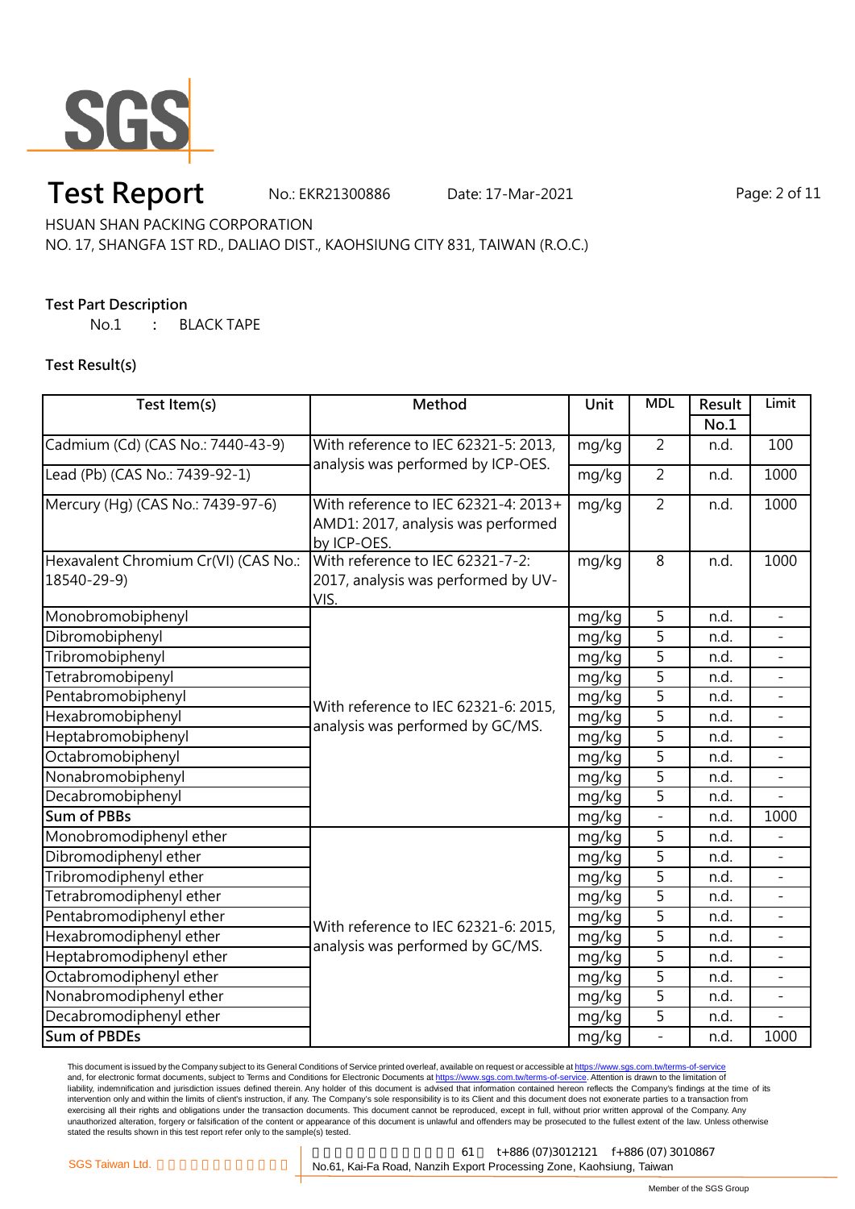# Test Report

No.: EKR21300886 Date: 17-Mar-2021

HSUAN SHAN PACKING CORPORATION

NO. 17, SHANGFA 1ST RD., DALIAO DIST., KAOHSIUNG CITY 831, TAIWAN (R.O.C.)

**Test Part Description**

No.1 : BLACK TAPE

**Test Result(s)**

| Test Item(s) | Method | Unit | MDL | Result No.1 | Limit |
|---|---|---|---|---|---|
| Cadmium (Cd) (CAS No.: 7440-43-9) | With reference to IEC 62321-5: 2013, analysis was performed by ICP-OES. | mg/kg | 2 | n.d. | 100 |
| Lead (Pb) (CAS No.: 7439-92-1) | | mg/kg | 2 | n.d. | 1000 |
| Mercury (Hg) (CAS No.: 7439-97-6) | With reference to IEC 62321-4: 2013+ AMD1: 2017, analysis was performed by ICP-OES. | mg/kg | 2 | n.d. | 1000 |
| Hexavalent Chromium Cr(VI) (CAS No.: 18540-29-9) | With reference to IEC 62321-7-2: 2017, analysis was performed by UV-VIS. | mg/kg | 8 | n.d. | 1000 |
| Monobromobiphenyl | With reference to IEC 62321-6: 2015, analysis was performed by GC/MS. | mg/kg | 5 | n.d. | - |
| Dibromobiphenyl | | mg/kg | 5 | n.d. | - |
| Tribromobiphenyl | | mg/kg | 5 | n.d. | - |
| Tetrabromobipenyl | | mg/kg | 5 | n.d. | - |
| Pentabromobiphenyl | | mg/kg | 5 | n.d. | - |
| Hexabromobiphenyl | | mg/kg | 5 | n.d. | - |
| Heptabromobiphenyl | | mg/kg | 5 | n.d. | - |
| Octabromobiphenyl | | mg/kg | 5 | n.d. | - |
| Nonabromobiphenyl | | mg/kg | 5 | n.d. | - |
| Decabromobiphenyl | | mg/kg | 5 | n.d. | - |
| **Sum of PBBs** | | mg/kg | - | n.d. | 1000 |
| Monobromodiphenyl ether | With reference to IEC 62321-6: 2015, analysis was performed by GC/MS. | mg/kg | 5 | n.d. | - |
| Dibromodiphenyl ether | | mg/kg | 5 | n.d. | - |
| Tribromodiphenyl ether | | mg/kg | 5 | n.d. | - |
| Tetrabromodiphenyl ether | | mg/kg | 5 | n.d. | - |
| Pentabromodiphenyl ether | | mg/kg | 5 | n.d. | - |
| Hexabromodiphenyl ether | | mg/kg | 5 | n.d. | - |
| Heptabromodiphenyl ether | | mg/kg | 5 | n.d. | - |
| Octabromodiphenyl ether | | mg/kg | 5 | n.d. | - |
| Nonabromodiphenyl ether | | mg/kg | 5 | n.d. | - |
| Decabromodiphenyl ether | | mg/kg | 5 | n.d. | - |
| **Sum of PBDEs** | | mg/kg | - | n.d. | 1000 |

This document is issued by the Company subject to its General Conditions of Service printed overleaf, available on request or accessible at https://www.sgs.com.tw/terms-of-service and, for electronic format documents, subject to Terms and Conditions for Electronic Documents at https://www.sgs.com.tw/terms-of-service. Attention is drawn to the limitation of liability, indemnification and jurisdiction issues defined therein. Any holder of this document is advised that information contained hereon reflects the Company's findings at the time of its intervention only and within the limits of client's instruction, if any. The Company's sole responsibility is to its Client and this document does not exonerate parties to a transaction from exercising all their rights and obligations under the transaction documents. This document cannot be reproduced, except in full, without prior written approval of the Company. Any unauthorized alteration, forgery or falsification of the content or appearance of this document is unlawful and offenders may be prosecuted to the fullest extent of the law. Unless otherwise stated the results shown in this test report refer only to the sample(s) tested.

SGS Taiwan Ltd. 61 t+886 (07)3012121 f+886 (07) 3010867

No.61, Kai-Fa Road, Nanzih Export Processing Zone, Kaohsiung, Taiwan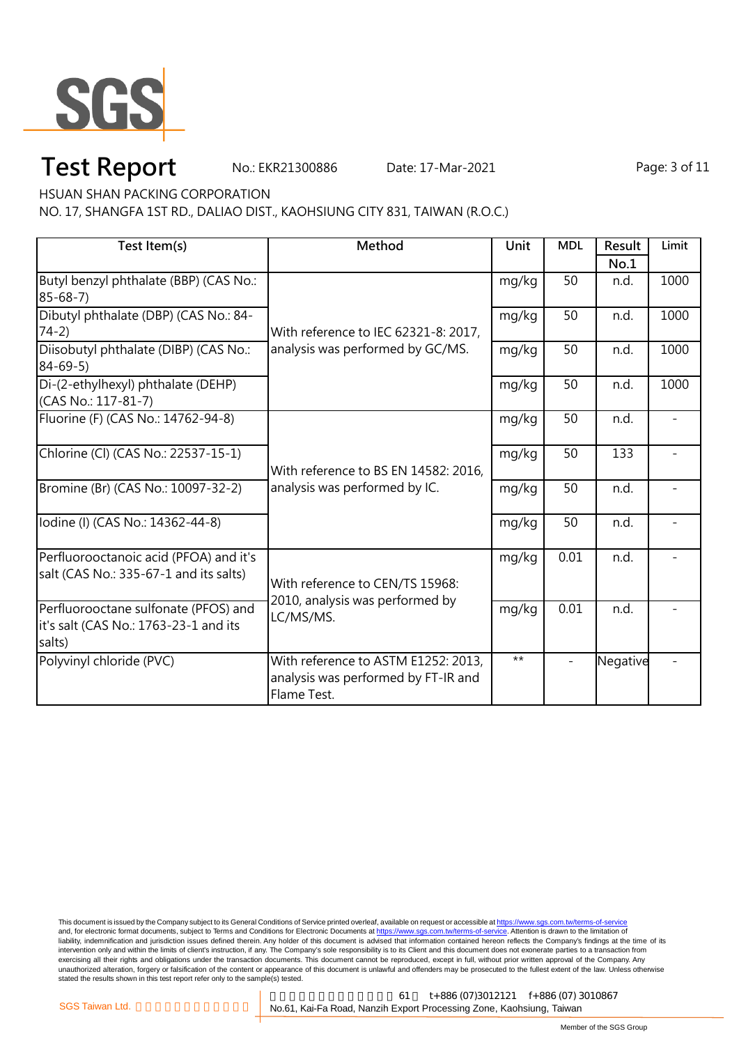# Test Report

No.: EKR21300886 Date: 17-Mar-2021

HSUAN SHAN PACKING CORPORATION

NO. 17, SHANGFA 1ST RD., DALIAO DIST., KAOHSIUNG CITY 831, TAIWAN (R.O.C.)

| Test Item(s) | Method | Unit | MDL | Result No.1 | Limit |
|---|---|---|---|---|---|
| Butyl benzyl phthalate (BBP) (CAS No.: 85-68-7) | With reference to IEC 62321-8: 2017, analysis was performed by GC/MS. | mg/kg | 50 | n.d. | 1000 |
| Dibutyl phthalate (DBP) (CAS No.: 84-74-2) | | mg/kg | 50 | n.d. | 1000 |
| Diisobutyl phthalate (DIBP) (CAS No.: 84-69-5) | | mg/kg | 50 | n.d. | 1000 |
| Di-(2-ethylhexyl) phthalate (DEHP) (CAS No.: 117-81-7) | | mg/kg | 50 | n.d. | 1000 |
| Fluorine (F) (CAS No.: 14762-94-8) | With reference to BS EN 14582: 2016, analysis was performed by IC. | mg/kg | 50 | n.d. | - |
| Chlorine (Cl) (CAS No.: 22537-15-1) | | mg/kg | 50 | 133 | - |
| Bromine (Br) (CAS No.: 10097-32-2) | | mg/kg | 50 | n.d. | - |
| Iodine (I) (CAS No.: 14362-44-8) | | mg/kg | 50 | n.d. | - |
| Perfluorooctanoic acid (PFOA) and it's salt (CAS No.: 335-67-1 and its salts) | With reference to CEN/TS 15968: 2010, analysis was performed by LC/MS/MS. | mg/kg | 0.01 | n.d. | - |
| Perfluorooctane sulfonate (PFOS) and it's salt (CAS No.: 1763-23-1 and its salts) | | mg/kg | 0.01 | n.d. | - |
| Polyvinyl chloride (PVC) | With reference to ASTM E1252: 2013, analysis was performed by FT-IR and Flame Test. | ** | - | Negative | - |

This document is issued by the Company subject to its General Conditions of Service printed overleaf, available on request or accessible at https://www.sgs.com.tw/terms-of-service and, for electronic format documents, subject to Terms and Conditions for Electronic Documents at https://www.sgs.com.tw/terms-of-service. Attention is drawn to the limitation of liability, indemnification and jurisdiction issues defined therein. Any holder of this document is advised that information contained hereon reflects the Company's findings at the time of its intervention only and within the limits of client's instruction, if any. The Company's sole responsibility is to its Client and this document does not exonerate parties to a transaction from exercising all their rights and obligations under the transaction documents. This document cannot be reproduced, except in full, without prior written approval of the Company. Any unauthorized alteration, forgery or falsification of the content or appearance of this document is unlawful and offenders may be prosecuted to the fullest extent of the law. Unless otherwise stated the results shown in this test report refer only to the sample(s) tested.

SGS Taiwan Ltd. No.61, Kai-Fa Road, Nanzih Export Processing Zone, Kaohsiung, Taiwan t+886 (07)3012121 f+886 (07) 3010867

Member of the SGS Group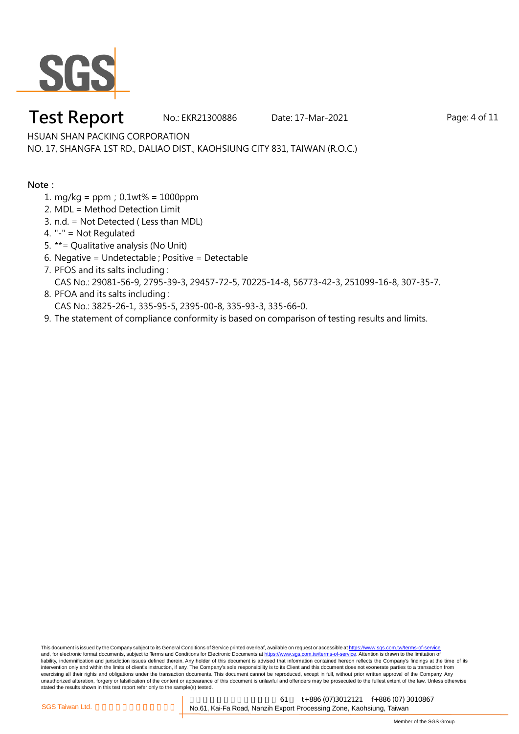Note：

1. mg/kg = ppm；0.1wt% = 1000ppm
2. MDL = Method Detection Limit
3. n.d. = Not Detected ( Less than MDL)
4. "-" = Not Regulated
5. **= Qualitative analysis (No Unit)
6. Negative = Undetectable ; Positive = Detectable
7. PFOS and its salts including :
   CAS No.: 29081-56-9, 2795-39-3, 29457-72-5, 70225-14-8, 56773-42-3, 251099-16-8, 307-35-7.
8. PFOA and its salts including :
   CAS No.: 3825-26-1, 335-95-5, 2395-00-8, 335-93-3, 335-66-0.
9. The statement of compliance conformity is based on comparison of testing results and limits.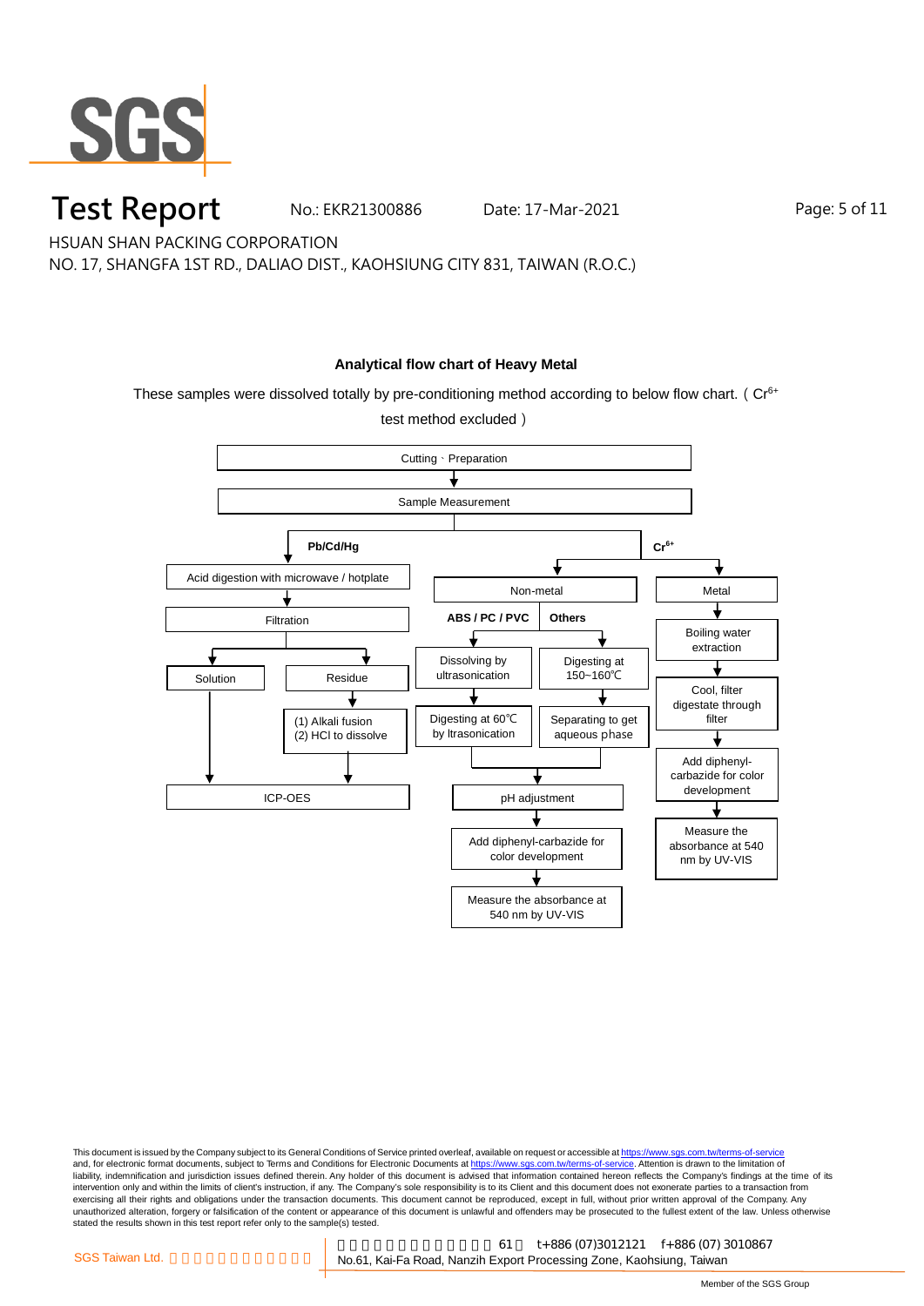HSUAN SHAN PACKING CORPORATION

NO. 17, SHANGFA 1ST RD., DALIAO DIST., KAOHSIUNG CITY 831, TAIWAN (R.O.C.)

### Analytical flow chart of Heavy Metal

These samples were dissolved totally by pre-conditioning method according to below flow chart. ( $Cr^{6+}$ test method excluded )

Cutting、Preparation

Sample Measurement

Pb/Cd/Hg

Acid digestion with microwave / hotplate

Filtration

Solution

Residue

(1) Alkali fusion
(2) HCl to dissolve

ICP-OES

$Cr^{6+}$

Non-metal

ABS / PC / PVC

Others

Dissolving by ultrasonication

Digesting at 150~160℃

Digesting at 60℃ by ltrasonication

Separating to get aqueous phase

pH adjustment

Add diphenyl-carbazide for color development

Measure the absorbance at 540 nm by UV-VIS

Metal

Boiling water extraction

Cool, filter digestate through filter

Add diphenyl-carbazide for color development

Measure the absorbance at 540 nm by UV-VIS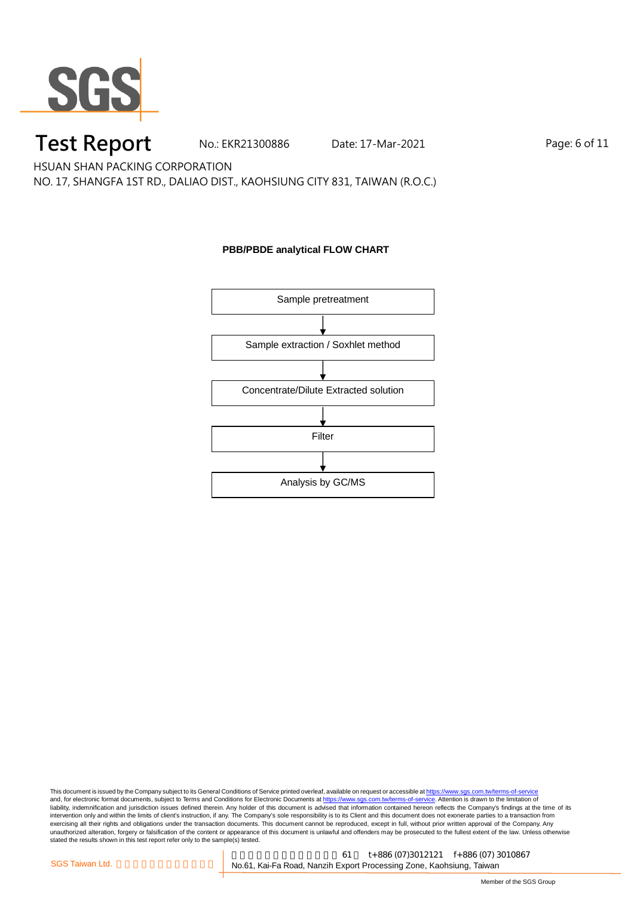**PBB/PBDE analytical FLOW CHART**

Sample pretreatment

↓

Sample extraction / Soxhlet method

↓

Concentrate/Dilute Extracted solution

↓

Filter

↓

Analysis by GC/MS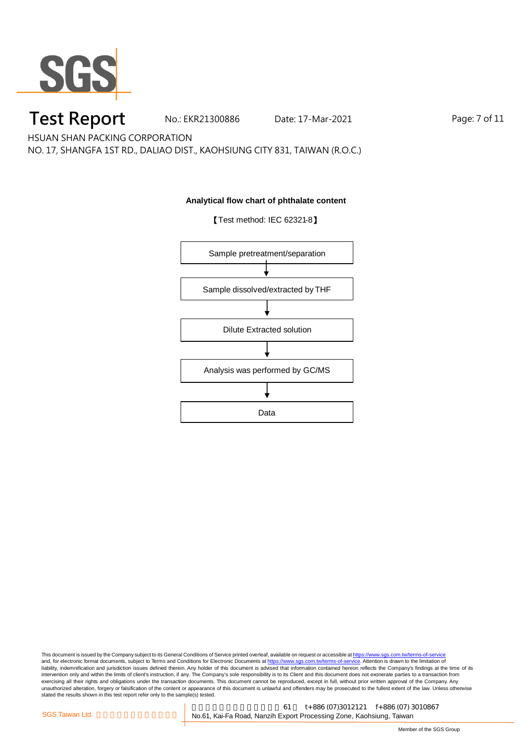# Test Report

No.: EKR21300886 Date: 17-Mar-2021

HSUAN SHAN PACKING CORPORATION

NO. 17, SHANGFA 1ST RD., DALIAO DIST., KAOHSIUNG CITY 831, TAIWAN (R.O.C.)

**Analytical flow chart of phthalate content**

【Test method: IEC 62321-8】

Sample pretreatment/separation

↓

Sample dissolved/extracted by THF

↓

Dilute Extracted solution

↓

Analysis was performed by GC/MS

↓

Data

This document is issued by the Company subject to its General Conditions of Service printed overleaf, available on request or accessible at https://www.sgs.com.tw/terms-of-service and, for electronic format documents, subject to Terms and Conditions for Electronic Documents at https://www.sgs.com.tw/terms-of-service. Attention is drawn to the limitation of liability, indemnification and jurisdiction issues defined therein. Any holder of this document is advised that information contained hereon reflects the Company's findings at the time of its intervention only and within the limits of client's instruction, if any. The Company's sole responsibility is to its Client and this document does not exonerate parties to a transaction from exercising all their rights and obligations under the transaction documents. This document cannot be reproduced, except in full, without prior written approval of the Company. Any unauthorized alteration, forgery or falsification of the content or appearance of this document is unlawful and offenders may be prosecuted to the fullest extent of the law. Unless otherwise stated the results shown in this test report refer only to the sample(s) tested.

SGS Taiwan Ltd. | No.61, Kai-Fa Road, Nanzih Export Processing Zone, Kaohsiung, Taiwan | t+886 (07)3012121 f+886 (07) 3010867

Member of the SGS Group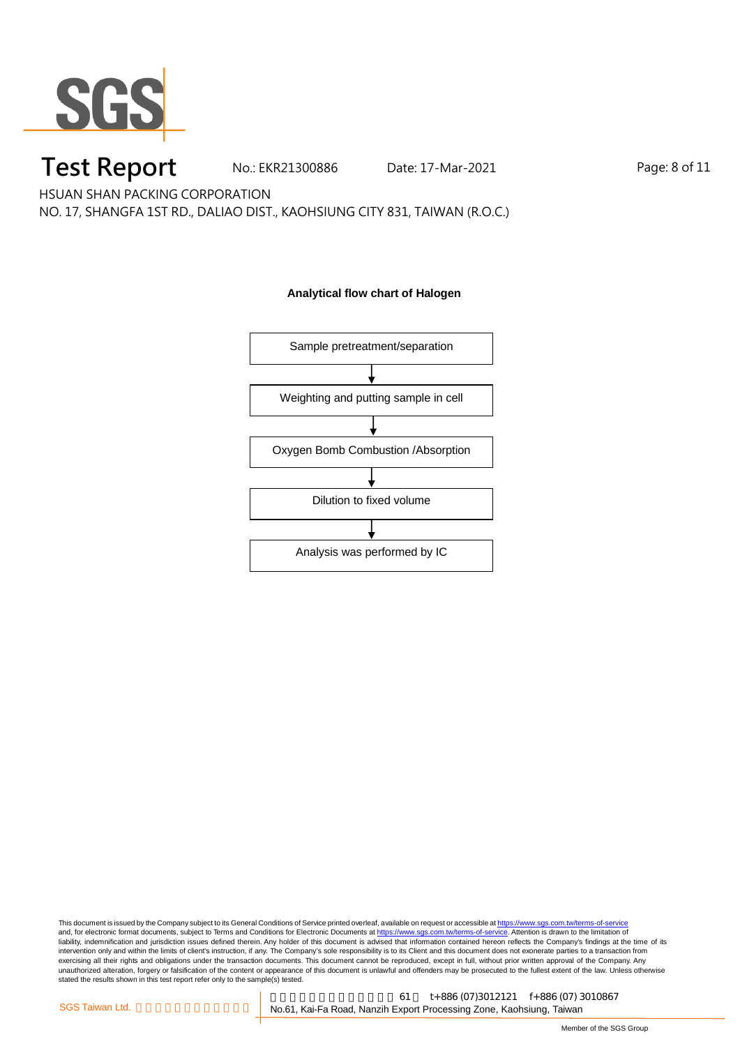# Test Report

No.: EKR21300886 Date: 17-Mar-2021

HSUAN SHAN PACKING CORPORATION

NO. 17, SHANGFA 1ST RD., DALIAO DIST., KAOHSIUNG CITY 831, TAIWAN (R.O.C.)

**Analytical flow chart of Halogen**

Sample pretreatment/separation

↓

Weighting and putting sample in cell

↓

Oxygen Bomb Combustion /Absorption

↓

Dilution to fixed volume

↓

Analysis was performed by IC

This document is issued by the Company subject to its General Conditions of Service printed overleaf, available on request or accessible at https://www.sgs.com.tw/terms-of-service and, for electronic format documents, subject to Terms and Conditions for Electronic Documents at https://www.sgs.com.tw/terms-of-service. Attention is drawn to the limitation of liability, indemnification and jurisdiction issues defined therein. Any holder of this document is advised that information contained hereon reflects the Company's findings at the time of its intervention only and within the limits of client's instruction, if any. The Company's sole responsibility is to its Client and this document does not exonerate parties to a transaction from exercising all their rights and obligations under the transaction documents. This document cannot be reproduced, except in full, without prior written approval of the Company. Any unauthorized alteration, forgery or falsification of the content or appearance of this document is unlawful and offenders may be prosecuted to the fullest extent of the law. Unless otherwise stated the results shown in this test report refer only to the sample(s) tested.

SGS Taiwan Ltd. | 61 t+886 (07)3012121 f+886 (07) 3010867 No.61, Kai-Fa Road, Nanzih Export Processing Zone, Kaohsiung, Taiwan

Member of the SGS Group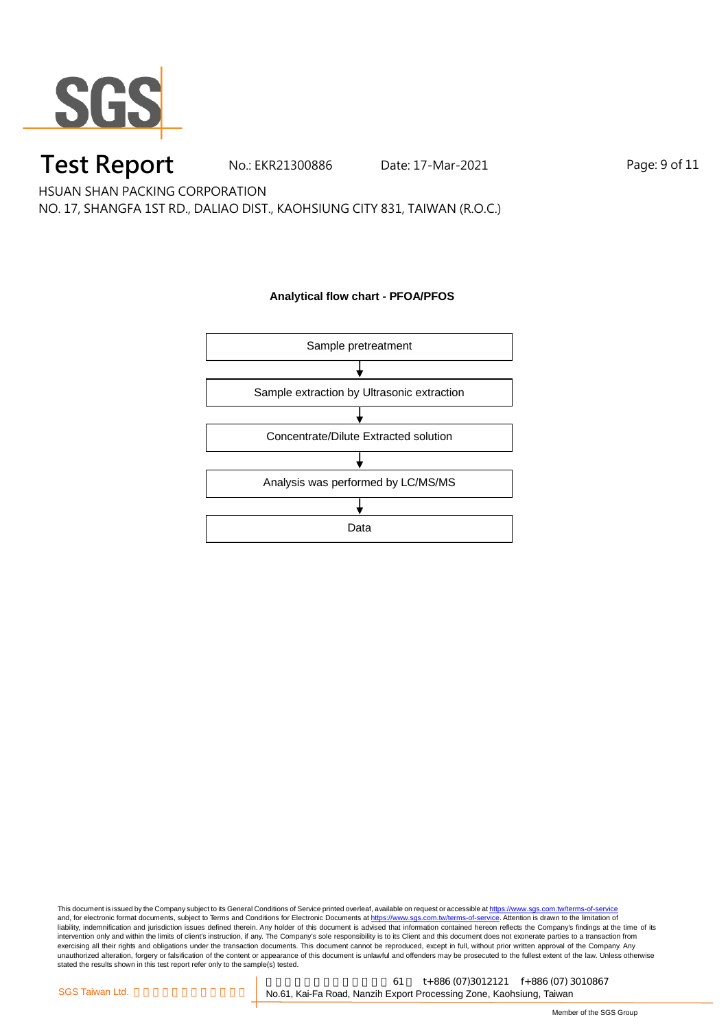**Analytical flow chart - PFOA/PFOS**

Sample pretreatment

↓

Sample extraction by Ultrasonic extraction

↓

Concentrate/Dilute Extracted solution

↓

Analysis was performed by LC/MS/MS

↓

Data

This document is issued by the Company subject to its General Conditions of Service printed overleaf, available on request or accessible at https://www.sgs.com.tw/terms-of-service and, for electronic format documents, subject to Terms and Conditions for Electronic Documents at https://www.sgs.com.tw/terms-of-service. Attention is drawn to the limitation of liability, indemnification and jurisdiction issues defined therein. Any holder of this document is advised that information contained hereon reflects the Company's findings at the time of its intervention only and within the limits of client's instruction, if any. The Company's sole responsibility is to its Client and this document does not exonerate parties to a transaction from exercising all their rights and obligations under the transaction documents. This document cannot be reproduced, except in full, without prior written approval of the Company. Any unauthorized alteration, forgery or falsification of the content or appearance of this document is unlawful and offenders may be prosecuted to the fullest extent of the law. Unless otherwise stated the results shown in this test report refer only to the sample(s) tested.

SGS Taiwan Ltd. | 61 t+886 (07)3012121 f+886 (07) 3010867 | No.61, Kai-Fa Road, Nanzih Export Processing Zone, Kaohsiung, Taiwan

Member of the SGS Group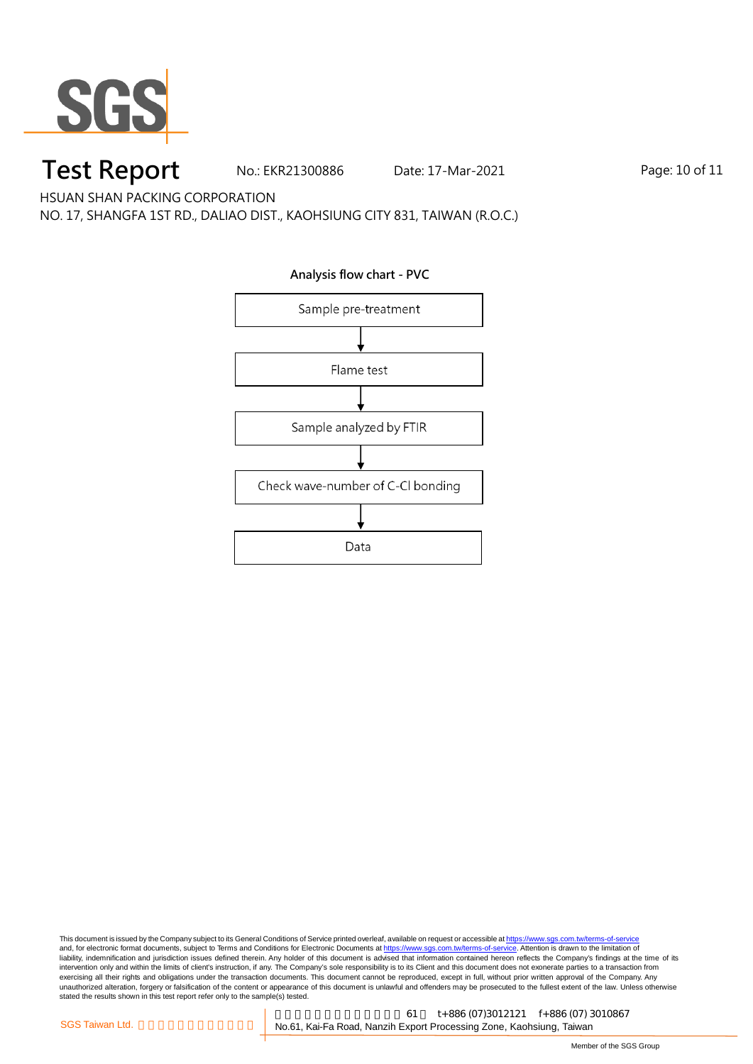# Test Report

No.: EKR21300886 Date: 17-Mar-2021

HSUAN SHAN PACKING CORPORATION

NO. 17, SHANGFA 1ST RD., DALIAO DIST., KAOHSIUNG CITY 831, TAIWAN (R.O.C.)

**Analysis flow chart - PVC**

Sample pre-treatment

↓

Flame test

↓

Sample analyzed by FTIR

↓

Check wave-number of C-Cl bonding

↓

Data

This document is issued by the Company subject to its General Conditions of Service printed overleaf, available on request or accessible at https://www.sgs.com.tw/terms-of-service and, for electronic format documents, subject to Terms and Conditions for Electronic Documents at https://www.sgs.com.tw/terms-of-service. Attention is drawn to the limitation of liability, indemnification and jurisdiction issues defined therein. Any holder of this document is advised that information contained hereon reflects the Company's findings at the time of its intervention only and within the limits of client's instruction, if any. The Company's sole responsibility is to its Client and this document does not exonerate parties to a transaction from exercising all their rights and obligations under the transaction documents. This document cannot be reproduced, except in full, without prior written approval of the Company. Any unauthorized alteration, forgery or falsification of the content or appearance of this document is unlawful and offenders may be prosecuted to the fullest extent of the law. Unless otherwise stated the results shown in this test report refer only to the sample(s) tested.

SGS Taiwan Ltd. | No.61, Kai-Fa Road, Nanzih Export Processing Zone, Kaohsiung, Taiwan | t+886 (07)3012121 f+886 (07) 3010867

Member of the SGS Group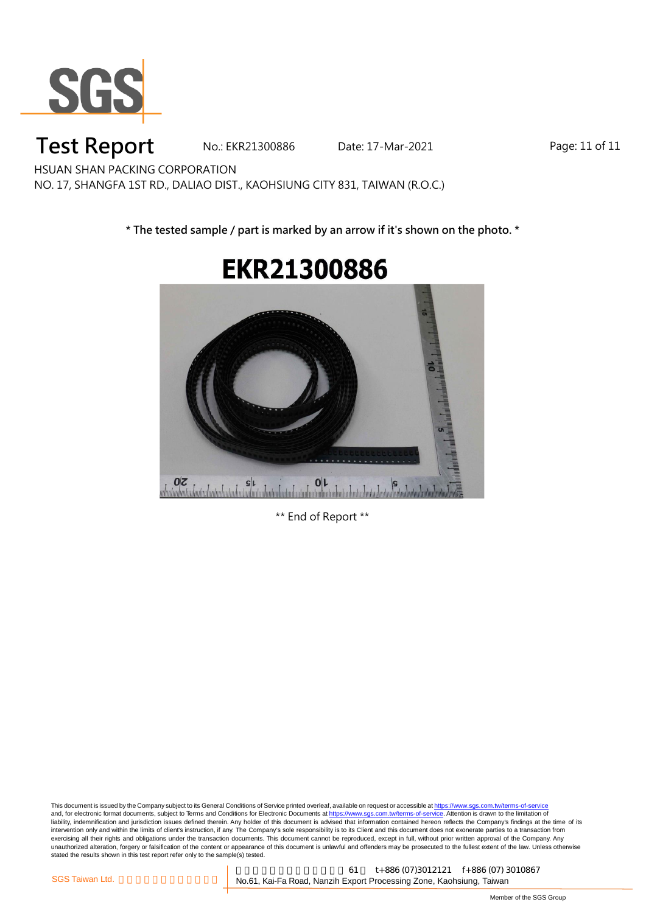# Test Report

No.: EKR21300886 Date: 17-Mar-2021

HSUAN SHAN PACKING CORPORATION
NO. 17, SHANGFA 1ST RD., DALIAO DIST., KAOHSIUNG CITY 831, TAIWAN (R.O.C.)

**\* The tested sample / part is marked by an arrow if it's shown on the photo. \***

**EKR21300886**

** End of Report **

This document is issued by the Company subject to its General Conditions of Service printed overleaf, available on request or accessible at https://www.sgs.com.tw/terms-of-service and, for electronic format documents, subject to Terms and Conditions for Electronic Documents at https://www.sgs.com.tw/terms-of-service. Attention is drawn to the limitation of liability, indemnification and jurisdiction issues defined therein. Any holder of this document is advised that information contained hereon reflects the Company's findings at the time of its intervention only and within the limits of client's instruction, if any. The Company's sole responsibility is to its Client and this document does not exonerate parties to a transaction from exercising all their rights and obligations under the transaction documents. This document cannot be reproduced, except in full, without prior written approval of the Company. Any unauthorized alteration, forgery or falsification of the content or appearance of this document is unlawful and offenders may be prosecuted to the fullest extent of the law. Unless otherwise stated the results shown in this test report refer only to the sample(s) tested.

SGS Taiwan Ltd. t+886 (07)3012121 f+886 (07) 3010867
No.61, Kai-Fa Road, Nanzih Export Processing Zone, Kaohsiung, Taiwan

Member of the SGS Group